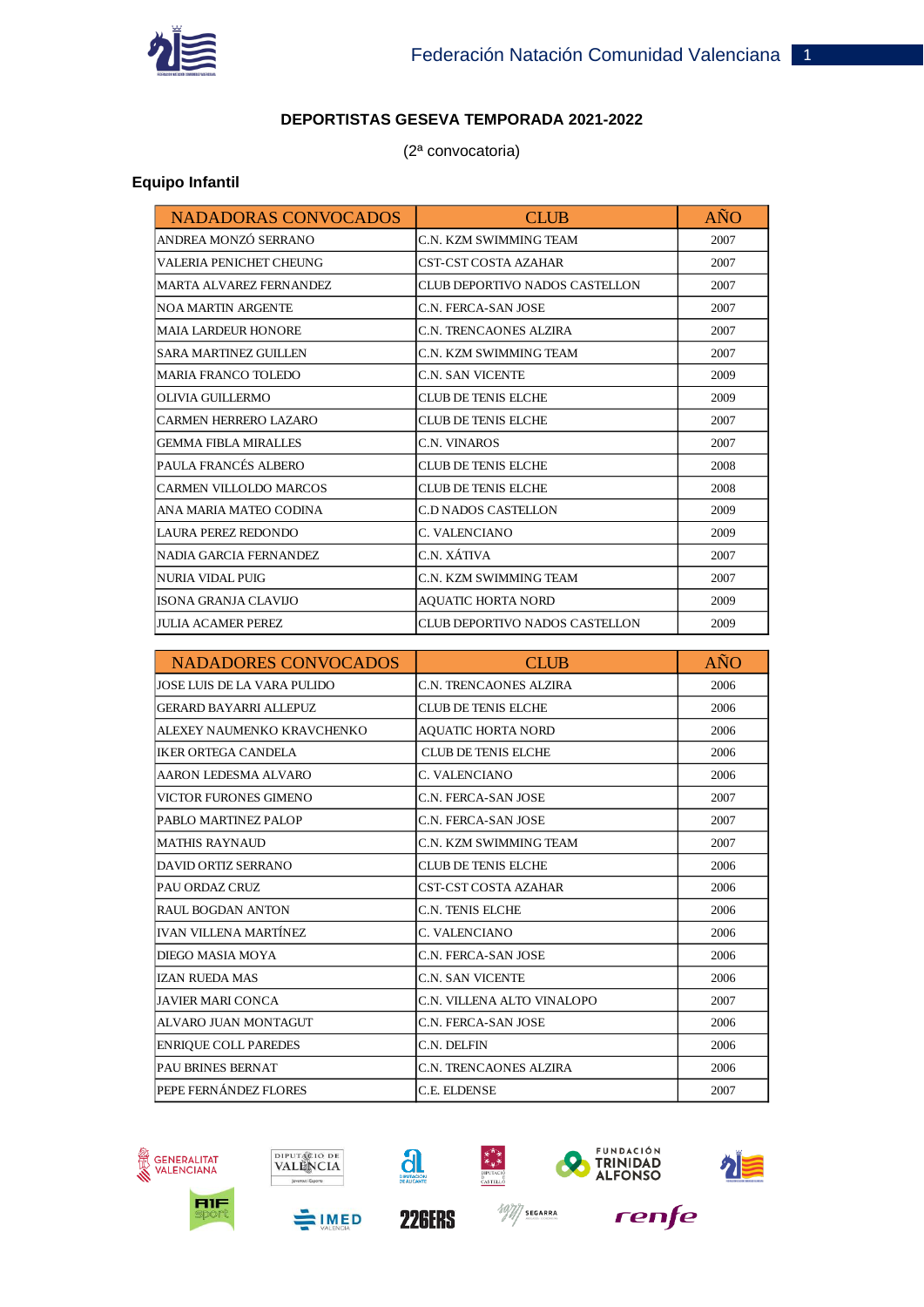**DEPORTISTAS GESEVA TEMPORADA 2021-2022**

(2ª convocatoria)

**Equipo Infantil**

| NADADORAS CONVOCADOS | CLUB | AÑO |
|---|---|---|
| ANDREA MONZÓ SERRANO | C.N. KZM SWIMMING TEAM | 2007 |
| VALERIA PENICHET CHEUNG | CST-CST COSTA AZAHAR | 2007 |
| MARTA ALVAREZ FERNANDEZ | CLUB DEPORTIVO NADOS CASTELLON | 2007 |
| NOA MARTIN ARGENTE | C.N. FERCA-SAN JOSE | 2007 |
| MAIA LARDEUR HONORE | C.N. TRENCAONES ALZIRA | 2007 |
| SARA MARTINEZ GUILLEN | C.N. KZM SWIMMING TEAM | 2007 |
| MARIA FRANCO TOLEDO | C.N. SAN VICENTE | 2009 |
| OLIVIA GUILLERMO | CLUB DE TENIS ELCHE | 2009 |
| CARMEN HERRERO LAZARO | CLUB DE TENIS ELCHE | 2007 |
| GEMMA FIBLA MIRALLES | C.N. VINAROS | 2007 |
| PAULA FRANCÉS ALBERO | CLUB DE TENIS ELCHE | 2008 |
| CARMEN VILLOLDO MARCOS | CLUB DE TENIS ELCHE | 2008 |
| ANA MARIA MATEO CODINA | C.D NADOS CASTELLON | 2009 |
| LAURA PEREZ REDONDO | C. VALENCIANO | 2009 |
| NADIA GARCIA FERNANDEZ | C.N. XÁTIVA | 2007 |
| NURIA VIDAL PUIG | C.N. KZM SWIMMING TEAM | 2007 |
| ISONA GRANJA CLAVIJO | AQUATIC HORTA NORD | 2009 |
| JULIA ACAMER PEREZ | CLUB DEPORTIVO NADOS CASTELLON | 2009 |

| NADADORES CONVOCADOS | CLUB | AÑO |
|---|---|---|
| JOSE LUIS DE LA VARA PULIDO | C.N. TRENCAONES ALZIRA | 2006 |
| GERARD BAYARRI ALLEPUZ | CLUB DE TENIS ELCHE | 2006 |
| ALEXEY NAUMENKO KRAVCHENKO | AQUATIC HORTA NORD | 2006 |
| IKER ORTEGA CANDELA | CLUB DE TENIS ELCHE | 2006 |
| AARON LEDESMA ALVARO | C. VALENCIANO | 2006 |
| VICTOR FURONES GIMENO | C.N. FERCA-SAN JOSE | 2007 |
| PABLO MARTINEZ PALOP | C.N. FERCA-SAN JOSE | 2007 |
| MATHIS RAYNAUD | C.N. KZM SWIMMING TEAM | 2007 |
| DAVID ORTIZ SERRANO | CLUB DE TENIS ELCHE | 2006 |
| PAU ORDAZ CRUZ | CST-CST COSTA AZAHAR | 2006 |
| RAUL BOGDAN ANTON | C.N. TENIS ELCHE | 2006 |
| IVAN VILLENA MARTÍNEZ | C. VALENCIANO | 2006 |
| DIEGO MASIA MOYA | C.N. FERCA-SAN JOSE | 2006 |
| IZAN RUEDA MAS | C.N. SAN VICENTE | 2006 |
| JAVIER MARI CONCA | C.N. VILLENA ALTO VINALOPO | 2007 |
| ALVARO JUAN MONTAGUT | C.N. FERCA-SAN JOSE | 2006 |
| ENRIQUE COLL PAREDES | C.N. DELFIN | 2006 |
| PAU BRINES BERNAT | C.N. TRENCAONES ALZIRA | 2006 |
| PEPE FERNÁNDEZ FLORES | C.E. ELDENSE | 2007 |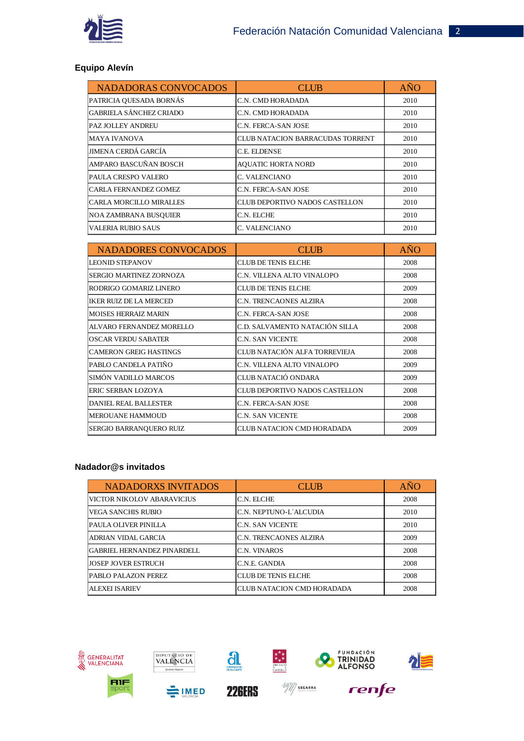### Equipo Alevín

| NADORAS CONVOCADOS | CLUB | AÑO |
|---|---|---|
| PATRICIA QUESADA BORNÁS | C.N. CMD HORADADA | 2010 |
| GABRIELA SÁNCHEZ CRIADO | C.N. CMD HORADADA | 2010 |
| PAZ JOLLEY ANDREU | C.N. FERCA-SAN JOSE | 2010 |
| MAYA IVANOVA | CLUB NATACION BARRACUDAS TORRENT | 2010 |
| JIMENA CERDÁ GARCÍA | C.E. ELDENSE | 2010 |
| AMPARO BASCUÑAN BOSCH | AQUATIC HORTA NORD | 2010 |
| PAULA CRESPO VALERO | C. VALENCIANO | 2010 |
| CARLA FERNANDEZ GOMEZ | C.N. FERCA-SAN JOSE | 2010 |
| CARLA MORCILLO MIRALLES | CLUB DEPORTIVO NADOS CASTELLON | 2010 |
| NOA ZAMBRANA BUSQUIER | C.N. ELCHE | 2010 |
| VALERIA RUBIO SAUS | C. VALENCIANO | 2010 |

| NADADORES CONVOCADOS | CLUB | AÑO |
|---|---|---|
| LEONID STEPANOV | CLUB DE TENIS ELCHE | 2008 |
| SERGIO MARTINEZ ZORNOZA | C.N. VILLENA ALTO VINALOPO | 2008 |
| RODRIGO GOMARIZ LINERO | CLUB DE TENIS ELCHE | 2009 |
| IKER RUIZ DE LA MERCED | C.N. TRENCAONES ALZIRA | 2008 |
| MOISES HERRAIZ MARIN | C.N. FERCA-SAN JOSE | 2008 |
| ALVARO FERNANDEZ MORELLO | C.D. SALVAMENTO NATACIÓN SILLA | 2008 |
| OSCAR VERDU SABATER | C.N. SAN VICENTE | 2008 |
| CAMERON GREIG HASTINGS | CLUB NATACIÓN ALFA TORREVIEJA | 2008 |
| PABLO CANDELA PATIÑO | C.N. VILLENA ALTO VINALOPO | 2009 |
| SIMÓN VADILLO MARCOS | CLUB NATACIÓ ONDARA | 2009 |
| ERIC SERBAN LOZOYA | CLUB DEPORTIVO NADOS CASTELLON | 2008 |
| DANIEL REAL BALLESTER | C.N. FERCA-SAN JOSE | 2008 |
| MEROUANE HAMMOUD | C.N. SAN VICENTE | 2008 |
| SERGIO BARRANQUERO RUIZ | CLUB NATACION CMD HORADADA | 2009 |

### Nadador@s invitados

| NADADORXS INVITADOS | CLUB | AÑO |
|---|---|---|
| VICTOR NIKOLOV ABARAVICIUS | C.N. ELCHE | 2008 |
| VEGA SANCHIS RUBIO | C.N. NEPTUNO-L´ALCUDIA | 2010 |
| PAULA OLIVER PINILLA | C.N. SAN VICENTE | 2010 |
| ADRIAN VIDAL GARCIA | C.N. TRENCAONES ALZIRA | 2009 |
| GABRIEL HERNANDEZ PINARDELL | C.N. VINAROS | 2008 |
| JOSEP JOVER ESTRUCH | C.N.E. GANDIA | 2008 |
| PABLO PALAZON PEREZ | CLUB DE TENIS ELCHE | 2008 |
| ALEXEI ISARIEV | CLUB NATACION CMD HORADADA | 2008 |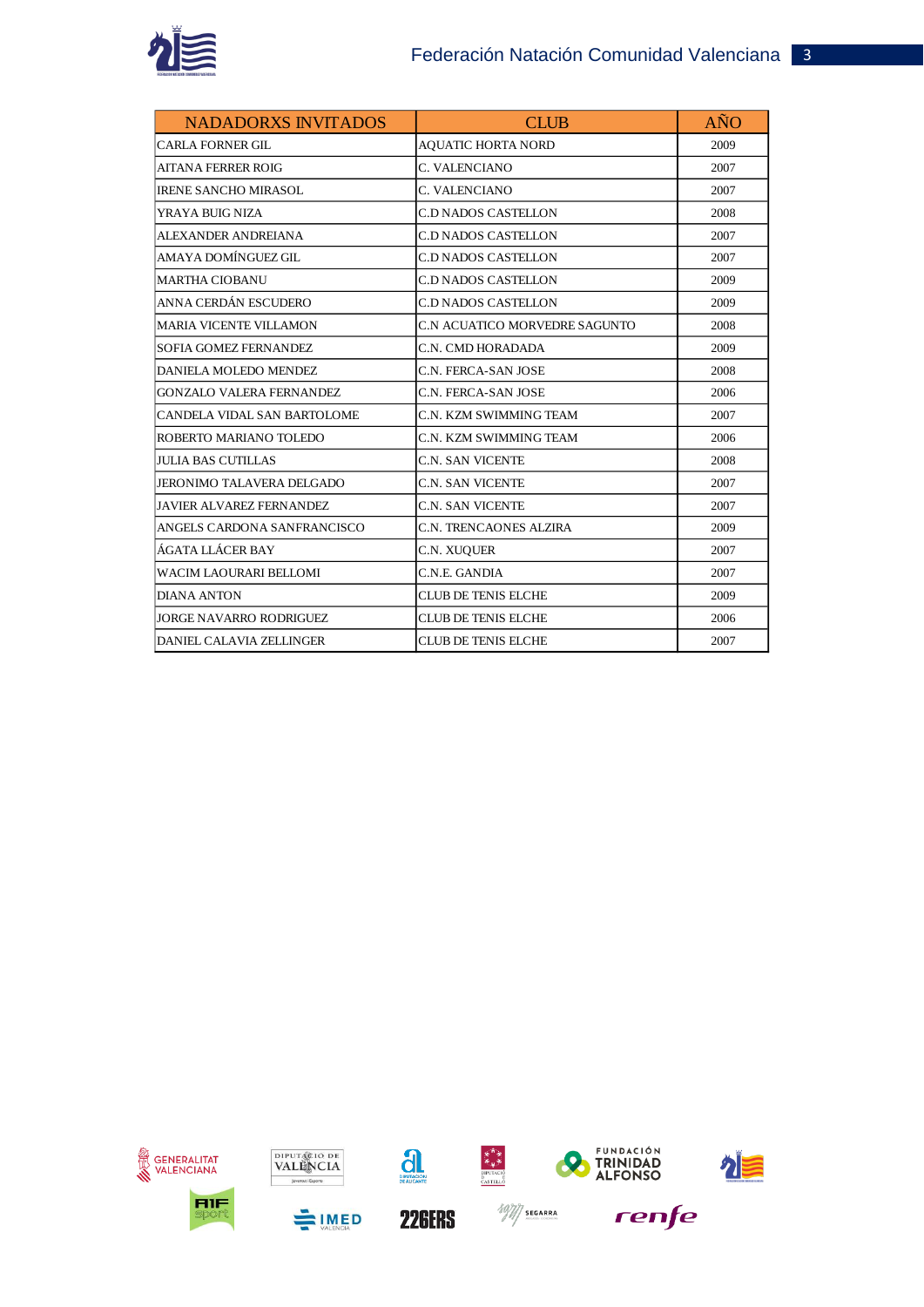| NADADORXS INVITADOS | CLUB | AÑO |
| --- | --- | --- |
| CARLA FORNER GIL | AQUATIC HORTA NORD | 2009 |
| AITANA FERRER ROIG | C. VALENCIANO | 2007 |
| IRENE SANCHO MIRASOL | C. VALENCIANO | 2007 |
| YRAYA BUIG NIZA | C.D NADOS CASTELLON | 2008 |
| ALEXANDER ANDREIANA | C.D NADOS CASTELLON | 2007 |
| AMAYA DOMÍNGUEZ GIL | C.D NADOS CASTELLON | 2007 |
| MARTHA CIOBANU | C.D NADOS CASTELLON | 2009 |
| ANNA CERDÁN ESCUDERO | C.D NADOS CASTELLON | 2009 |
| MARIA VICENTE VILLAMON | C.N ACUATICO MORVEDRE SAGUNTO | 2008 |
| SOFIA GOMEZ FERNANDEZ | C.N. CMD HORADADA | 2009 |
| DANIELA MOLEDO MENDEZ | C.N. FERCA-SAN JOSE | 2008 |
| GONZALO VALERA FERNANDEZ | C.N. FERCA-SAN JOSE | 2006 |
| CANDELA VIDAL SAN BARTOLOME | C.N. KZM SWIMMING TEAM | 2007 |
| ROBERTO MARIANO TOLEDO | C.N. KZM SWIMMING TEAM | 2006 |
| JULIA BAS CUTILLAS | C.N. SAN VICENTE | 2008 |
| JERONIMO TALAVERA DELGADO | C.N. SAN VICENTE | 2007 |
| JAVIER ALVAREZ FERNANDEZ | C.N. SAN VICENTE | 2007 |
| ANGELS CARDONA SANFRANCISCO | C.N. TRENCAONES ALZIRA | 2009 |
| ÁGATA LLÁCER BAY | C.N. XUQUER | 2007 |
| WACIM LAOURARI BELLOMI | C.N.E. GANDIA | 2007 |
| DIANA ANTON | CLUB DE TENIS ELCHE | 2009 |
| JORGE NAVARRO RODRIGUEZ | CLUB DE TENIS ELCHE | 2006 |
| DANIEL CALAVIA ZELLINGER | CLUB DE TENIS ELCHE | 2007 |